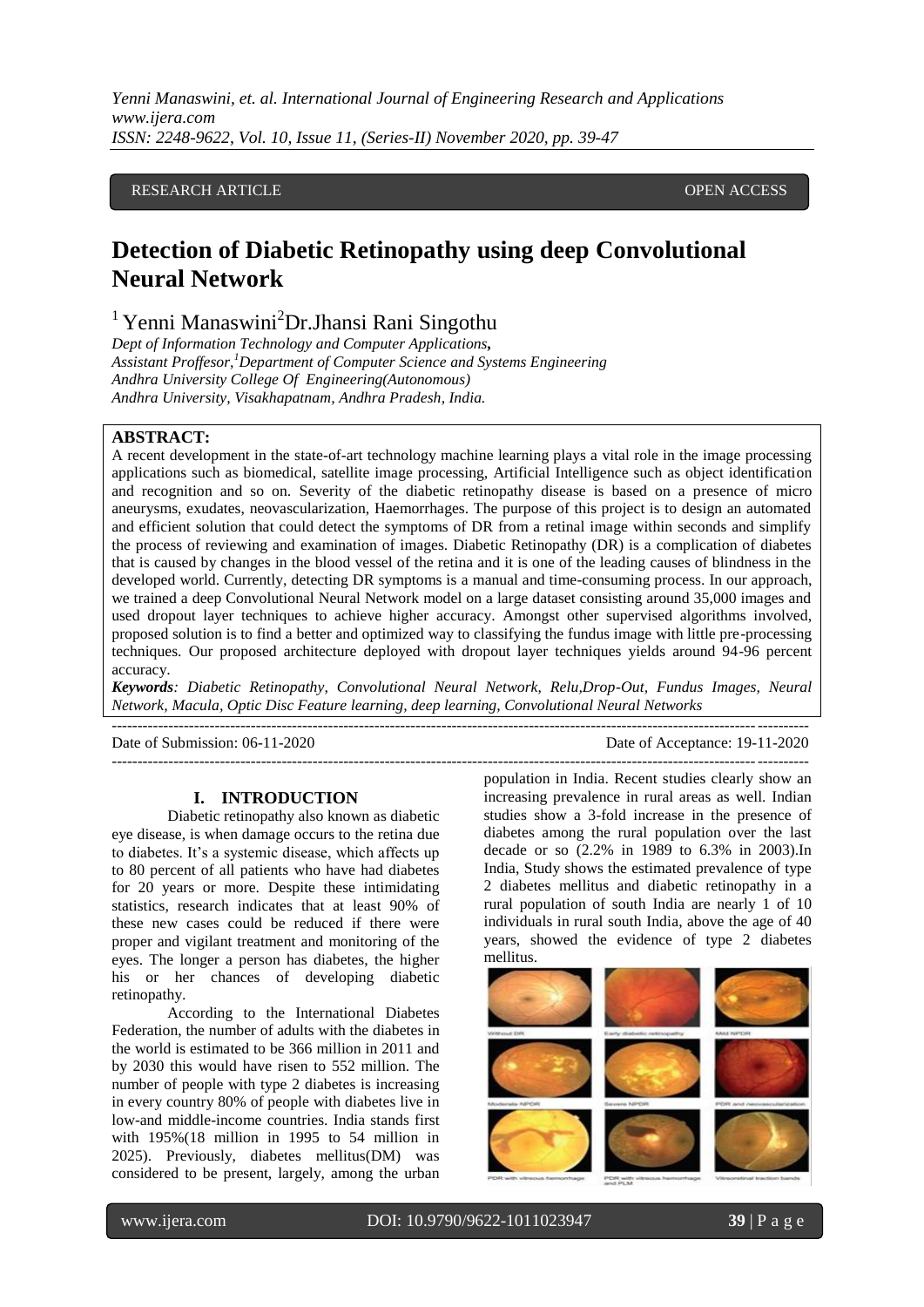RESEARCH ARTICLE OPEN ACCESS

# Detection of Diabetic Retinopathy using deep Convolutional Neural Network

[1] Yenni Manaswini[2]Dr.Jhansi Rani Singothu

*Dept of Information Technology and Computer Applications,*
*Assistant Proffesor,[1]Department of Computer Science and Systems Engineering*
*Andhra University College Of Engineering(Autonomous)*
*Andhra University, Visakhapatnam, Andhra Pradesh, India.*

**ABSTRACT:**

A recent development in the state-of-art technology machine learning plays a vital role in the image processing applications such as biomedical, satellite image processing, Artificial Intelligence such as object identification and recognition and so on. Severity of the diabetic retinopathy disease is based on a presence of micro aneurysms, exudates, neovascularization, Haemorrhages. The purpose of this project is to design an automated and efficient solution that could detect the symptoms of DR from a retinal image within seconds and simplify the process of reviewing and examination of images. Diabetic Retinopathy (DR) is a complication of diabetes that is caused by changes in the blood vessel of the retina and it is one of the leading causes of blindness in the developed world. Currently, detecting DR symptoms is a manual and time-consuming process. In our approach, we trained a deep Convolutional Neural Network model on a large dataset consisting around 35,000 images and used dropout layer techniques to achieve higher accuracy. Amongst other supervised algorithms involved, proposed solution is to find a better and optimized way to classifying the fundus image with little pre-processing techniques. Our proposed architecture deployed with dropout layer techniques yields around 94-96 percent accuracy.

***Keywords**: Diabetic Retinopathy, Convolutional Neural Network, Relu,Drop-Out, Fundus Images, Neural Network, Macula, Optic Disc Feature learning, deep learning, Convolutional Neural Networks*

Date of Submission: 06-11-2020 Date of Acceptance: 19-11-2020

## I. INTRODUCTION

Diabetic retinopathy also known as diabetic eye disease, is when damage occurs to the retina due to diabetes. It's a systemic disease, which affects up to 80 percent of all patients who have had diabetes for 20 years or more. Despite these intimidating statistics, research indicates that at least 90% of these new cases could be reduced if there were proper and vigilant treatment and monitoring of the eyes. The longer a person has diabetes, the higher his or her chances of developing diabetic retinopathy.

According to the International Diabetes Federation, the number of adults with the diabetes in the world is estimated to be 366 million in 2011 and by 2030 this would have risen to 552 million. The number of people with type 2 diabetes is increasing in every country 80% of people with diabetes live in low-and middle-income countries. India stands first with 195%(18 million in 1995 to 54 million in 2025). Previously, diabetes mellitus(DM) was considered to be present, largely, among the urban population in India. Recent studies clearly show an increasing prevalence in rural areas as well. Indian studies show a 3-fold increase in the presence of diabetes among the rural population over the last decade or so (2.2% in 1989 to 6.3% in 2003).In India, Study shows the estimated prevalence of type 2 diabetes mellitus and diabetic retinopathy in a rural population of south India are nearly 1 of 10 individuals in rural south India, above the age of 40 years, showed the evidence of type 2 diabetes mellitus.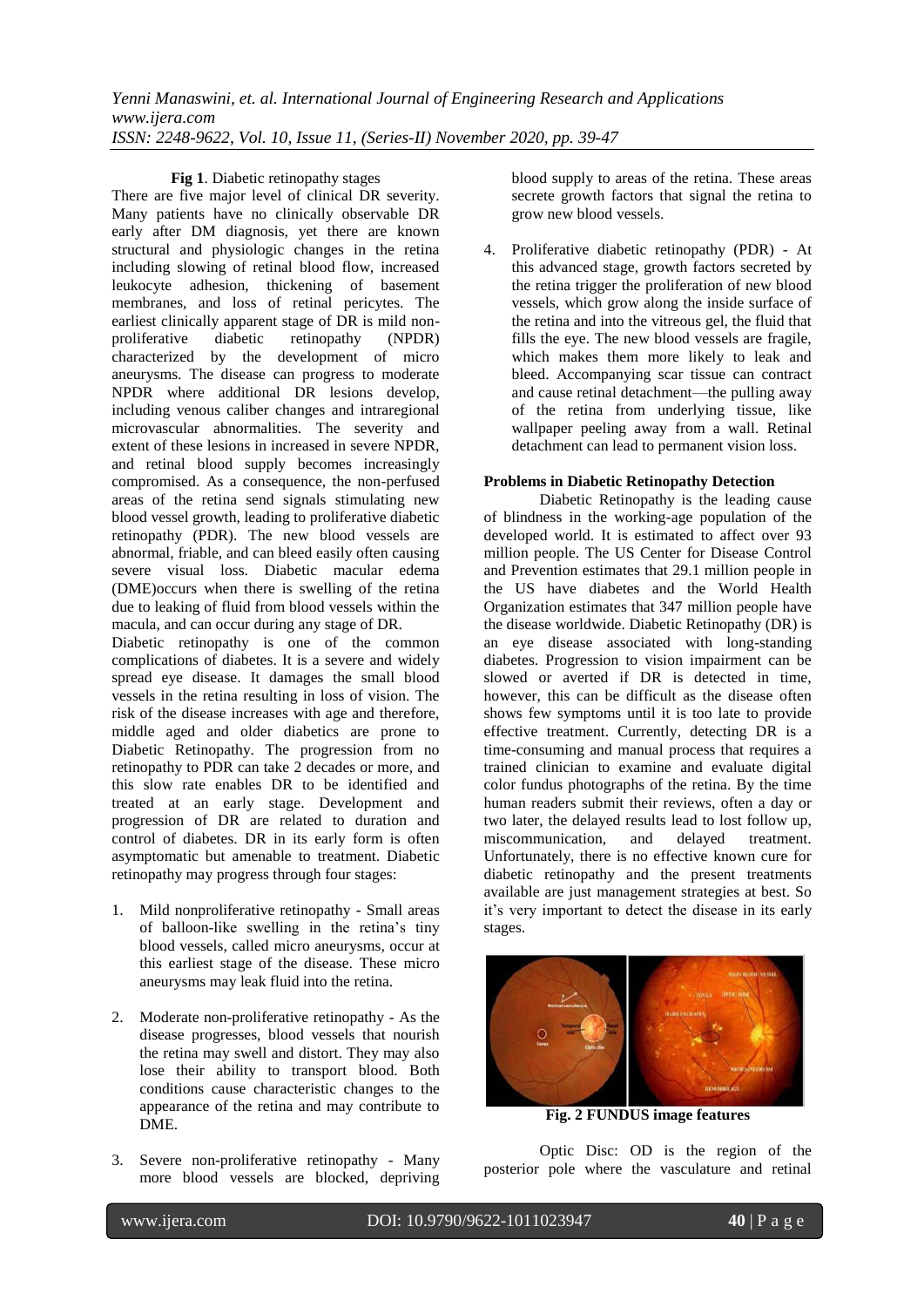**Fig 1**. Diabetic retinopathy stages

There are five major level of clinical DR severity. Many patients have no clinically observable DR early after DM diagnosis, yet there are known structural and physiologic changes in the retina including slowing of retinal blood flow, increased leukocyte adhesion, thickening of basement membranes, and loss of retinal pericytes. The earliest clinically apparent stage of DR is mild non-proliferative diabetic retinopathy (NPDR) characterized by the development of micro aneurysms. The disease can progress to moderate NPDR where additional DR lesions develop, including venous caliber changes and intraregional microvascular abnormalities. The severity and extent of these lesions in increased in severe NPDR, and retinal blood supply becomes increasingly compromised. As a consequence, the non-perfused areas of the retina send signals stimulating new blood vessel growth, leading to proliferative diabetic retinopathy (PDR). The new blood vessels are abnormal, friable, and can bleed easily often causing severe visual loss. Diabetic macular edema (DME)occurs when there is swelling of the retina due to leaking of fluid from blood vessels within the macula, and can occur during any stage of DR.

Diabetic retinopathy is one of the common complications of diabetes. It is a severe and widely spread eye disease. It damages the small blood vessels in the retina resulting in loss of vision. The risk of the disease increases with age and therefore, middle aged and older diabetics are prone to Diabetic Retinopathy. The progression from no retinopathy to PDR can take 2 decades or more, and this slow rate enables DR to be identified and treated at an early stage. Development and progression of DR are related to duration and control of diabetes. DR in its early form is often asymptomatic but amenable to treatment. Diabetic retinopathy may progress through four stages:

1. Mild nonproliferative retinopathy - Small areas of balloon-like swelling in the retina's tiny blood vessels, called micro aneurysms, occur at this earliest stage of the disease. These micro aneurysms may leak fluid into the retina.

2. Moderate non-proliferative retinopathy - As the disease progresses, blood vessels that nourish the retina may swell and distort. They may also lose their ability to transport blood. Both conditions cause characteristic changes to the appearance of the retina and may contribute to DME.

3. Severe non-proliferative retinopathy - Many more blood vessels are blocked, depriving blood supply to areas of the retina. These areas secrete growth factors that signal the retina to grow new blood vessels.

4. Proliferative diabetic retinopathy (PDR) - At this advanced stage, growth factors secreted by the retina trigger the proliferation of new blood vessels, which grow along the inside surface of the retina and into the vitreous gel, the fluid that fills the eye. The new blood vessels are fragile, which makes them more likely to leak and bleed. Accompanying scar tissue can contract and cause retinal detachment—the pulling away of the retina from underlying tissue, like wallpaper peeling away from a wall. Retinal detachment can lead to permanent vision loss.

**Problems in Diabetic Retinopathy Detection**

Diabetic Retinopathy is the leading cause of blindness in the working-age population of the developed world. It is estimated to affect over 93 million people. The US Center for Disease Control and Prevention estimates that 29.1 million people in the US have diabetes and the World Health Organization estimates that 347 million people have the disease worldwide. Diabetic Retinopathy (DR) is an eye disease associated with long-standing diabetes. Progression to vision impairment can be slowed or averted if DR is detected in time, however, this can be difficult as the disease often shows few symptoms until it is too late to provide effective treatment. Currently, detecting DR is a time-consuming and manual process that requires a trained clinician to examine and evaluate digital color fundus photographs of the retina. By the time human readers submit their reviews, often a day or two later, the delayed results lead to lost follow up, miscommunication, and delayed treatment. Unfortunately, there is no effective known cure for diabetic retinopathy and the present treatments available are just management strategies at best. So it's very important to detect the disease in its early stages.

**Fig. 2 FUNDUS image features**

Optic Disc: OD is the region of the posterior pole where the vasculature and retinal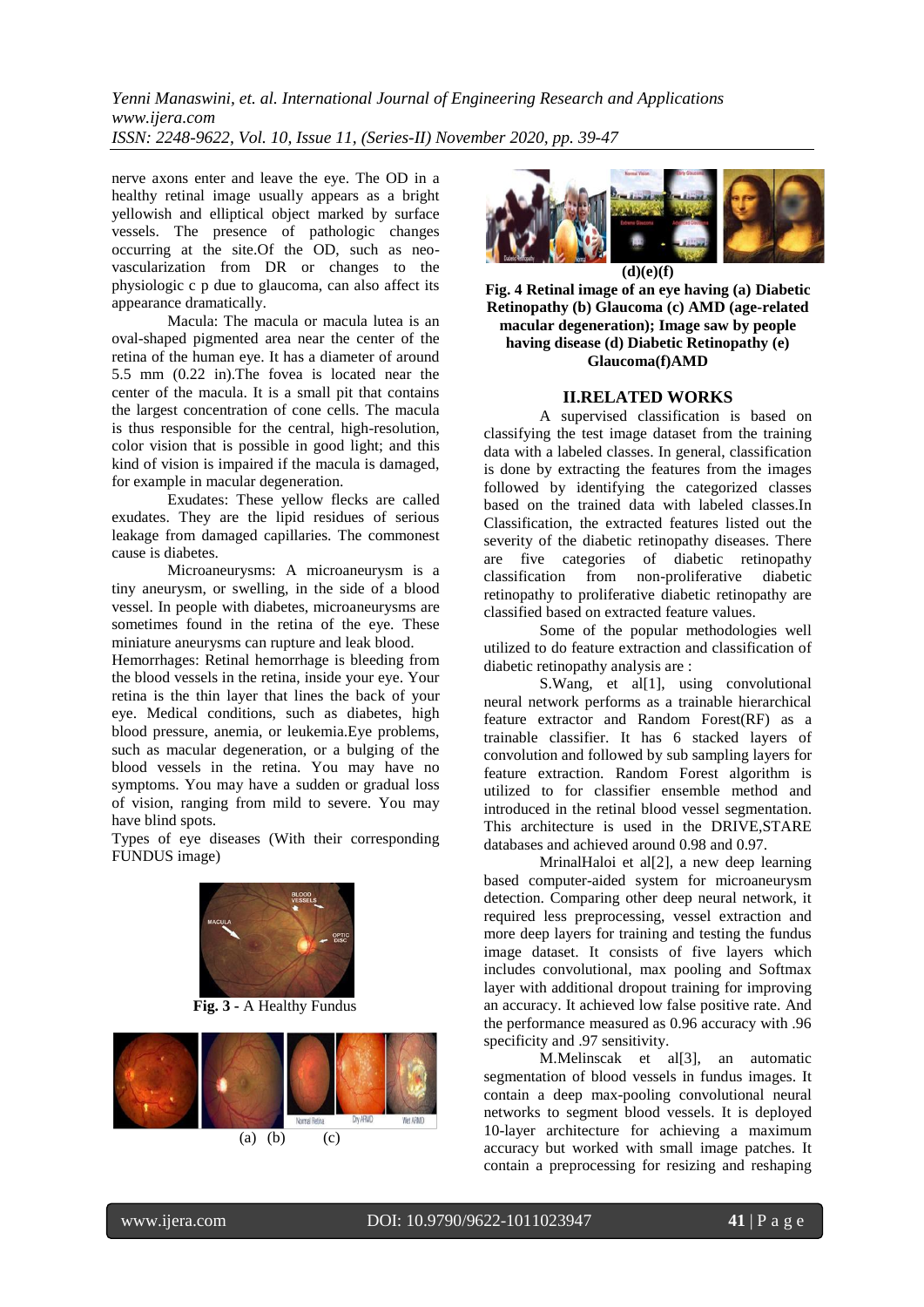nerve axons enter and leave the eye. The OD in a healthy retinal image usually appears as a bright yellowish and elliptical object marked by surface vessels. The presence of pathologic changes occurring at the site.Of the OD, such as neo-vascularization from DR or changes to the physiologic c p due to glaucoma, can also affect its appearance dramatically.

Macula: The macula or macula lutea is an oval-shaped pigmented area near the center of the retina of the human eye. It has a diameter of around 5.5 mm (0.22 in).The fovea is located near the center of the macula. It is a small pit that contains the largest concentration of cone cells. The macula is thus responsible for the central, high-resolution, color vision that is possible in good light; and this kind of vision is impaired if the macula is damaged, for example in macular degeneration.

Exudates: These yellow flecks are called exudates. They are the lipid residues of serious leakage from damaged capillaries. The commonest cause is diabetes.

Microaneurysms: A microaneurysm is a tiny aneurysm, or swelling, in the side of a blood vessel. In people with diabetes, microaneurysms are sometimes found in the retina of the eye. These miniature aneurysms can rupture and leak blood.

Hemorrhages: Retinal hemorrhage is bleeding from the blood vessels in the retina, inside your eye. Your retina is the thin layer that lines the back of your eye. Medical conditions, such as diabetes, high blood pressure, anemia, or leukemia.Eye problems, such as macular degeneration, or a bulging of the blood vessels in the retina. You may have no symptoms. You may have a sudden or gradual loss of vision, ranging from mild to severe. You may have blind spots.

Types of eye diseases (With their corresponding FUNDUS image)

**Fig. 3 -** A Healthy Fundus

(a) (b) (c)

(d)(e)(f)

**Fig. 4 Retinal image of an eye having (a) Diabetic Retinopathy (b) Glaucoma (c) AMD (age-related macular degeneration); Image saw by people having disease (d) Diabetic Retinopathy (e) Glaucoma(f)AMD**

## II.RELATED WORKS

A supervised classification is based on classifying the test image dataset from the training data with a labeled classes. In general, classification is done by extracting the features from the images followed by identifying the categorized classes based on the trained data with labeled classes.In Classification, the extracted features listed out the severity of the diabetic retinopathy diseases. There are five categories of diabetic retinopathy classification from non-proliferative diabetic retinopathy to proliferative diabetic retinopathy are classified based on extracted feature values.

Some of the popular methodologies well utilized to do feature extraction and classification of diabetic retinopathy analysis are :

S.Wang, et al[1], using convolutional neural network performs as a trainable hierarchical feature extractor and Random Forest(RF) as a trainable classifier. It has 6 stacked layers of convolution and followed by sub sampling layers for feature extraction. Random Forest algorithm is utilized to for classifier ensemble method and introduced in the retinal blood vessel segmentation. This architecture is used in the DRIVE,STARE databases and achieved around 0.98 and 0.97.

MrinalHaloi et al[2], a new deep learning based computer-aided system for microaneurysm detection. Comparing other deep neural network, it required less preprocessing, vessel extraction and more deep layers for training and testing the fundus image dataset. It consists of five layers which includes convolutional, max pooling and Softmax layer with additional dropout training for improving an accuracy. It achieved low false positive rate. And the performance measured as 0.96 accuracy with .96 specificity and .97 sensitivity.

M.Melinscak et al[3], an automatic segmentation of blood vessels in fundus images. It contain a deep max-pooling convolutional neural networks to segment blood vessels. It is deployed 10-layer architecture for achieving a maximum accuracy but worked with small image patches. It contain a preprocessing for resizing and reshaping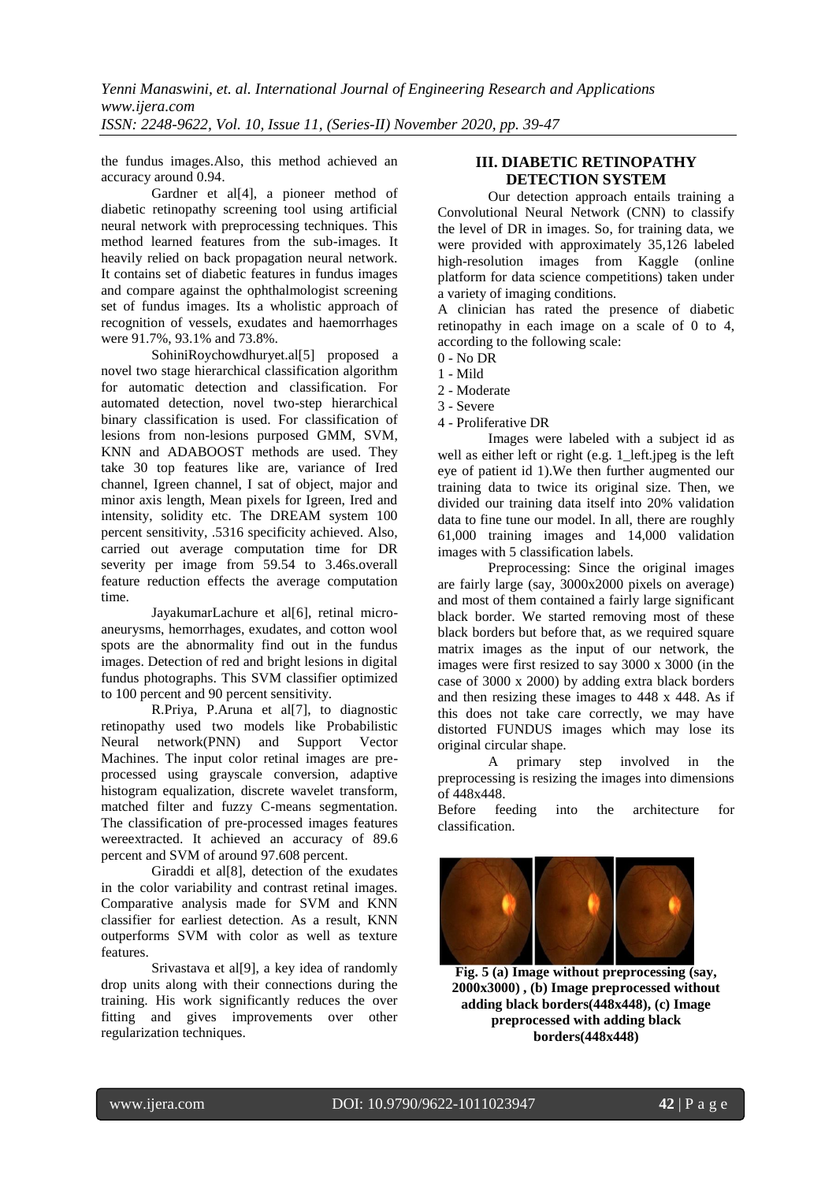the fundus images.Also, this method achieved an accuracy around 0.94.

Gardner et al[4], a pioneer method of diabetic retinopathy screening tool using artificial neural network with preprocessing techniques. This method learned features from the sub-images. It heavily relied on back propagation neural network. It contains set of diabetic features in fundus images and compare against the ophthalmologist screening set of fundus images. Its a wholistic approach of recognition of vessels, exudates and haemorrhages were 91.7%, 93.1% and 73.8%.

SohiniRoychowdhuryet.al[5] proposed a novel two stage hierarchical classification algorithm for automatic detection and classification. For automated detection, novel two-step hierarchical binary classification is used. For classification of lesions from non-lesions purposed GMM, SVM, KNN and ADABOOST methods are used. They take 30 top features like are, variance of Ired channel, Igreen channel, I sat of object, major and minor axis length, Mean pixels for Igreen, Ired and intensity, solidity etc. The DREAM system 100 percent sensitivity, .5316 specificity achieved. Also, carried out average computation time for DR severity per image from 59.54 to 3.46s.overall feature reduction effects the average computation time.

JayakumarLachure et al[6], retinal micro-aneurysms, hemorrhages, exudates, and cotton wool spots are the abnormality find out in the fundus images. Detection of red and bright lesions in digital fundus photographs. This SVM classifier optimized to 100 percent and 90 percent sensitivity.

R.Priya, P.Aruna et al[7], to diagnostic retinopathy used two models like Probabilistic Neural network(PNN) and Support Vector Machines. The input color retinal images are pre-processed using grayscale conversion, adaptive histogram equalization, discrete wavelet transform, matched filter and fuzzy C-means segmentation. The classification of pre-processed images features wereextracted. It achieved an accuracy of 89.6 percent and SVM of around 97.608 percent.

Giraddi et al[8], detection of the exudates in the color variability and contrast retinal images. Comparative analysis made for SVM and KNN classifier for earliest detection. As a result, KNN outperforms SVM with color as well as texture features.

Srivastava et al[9], a key idea of randomly drop units along with their connections during the training. His work significantly reduces the over fitting and gives improvements over other regularization techniques.

## III. DIABETIC RETINOPATHY DETECTION SYSTEM

Our detection approach entails training a Convolutional Neural Network (CNN) to classify the level of DR in images. So, for training data, we were provided with approximately 35,126 labeled high-resolution images from Kaggle (online platform for data science competitions) taken under a variety of imaging conditions.

A clinician has rated the presence of diabetic retinopathy in each image on a scale of 0 to 4, according to the following scale:

0 - No DR
1 - Mild
2 - Moderate
3 - Severe
4 - Proliferative DR

Images were labeled with a subject id as well as either left or right (e.g. 1_left.jpeg is the left eye of patient id 1).We then further augmented our training data to twice its original size. Then, we divided our training data itself into 20% validation data to fine tune our model. In all, there are roughly 61,000 training images and 14,000 validation images with 5 classification labels.

Preprocessing: Since the original images are fairly large (say, 3000x2000 pixels on average) and most of them contained a fairly large significant black border. We started removing most of these black borders but before that, as we required square matrix images as the input of our network, the images were first resized to say 3000 x 3000 (in the case of 3000 x 2000) by adding extra black borders and then resizing these images to 448 x 448. As if this does not take care correctly, we may have distorted FUNDUS images which may lose its original circular shape.

A primary step involved in the preprocessing is resizing the images into dimensions of 448x448.

Before feeding into the architecture for classification.

**Fig. 5 (a) Image without preprocessing (say, 2000x3000) , (b) Image preprocessed without adding black borders(448x448), (c) Image preprocessed with adding black borders(448x448)**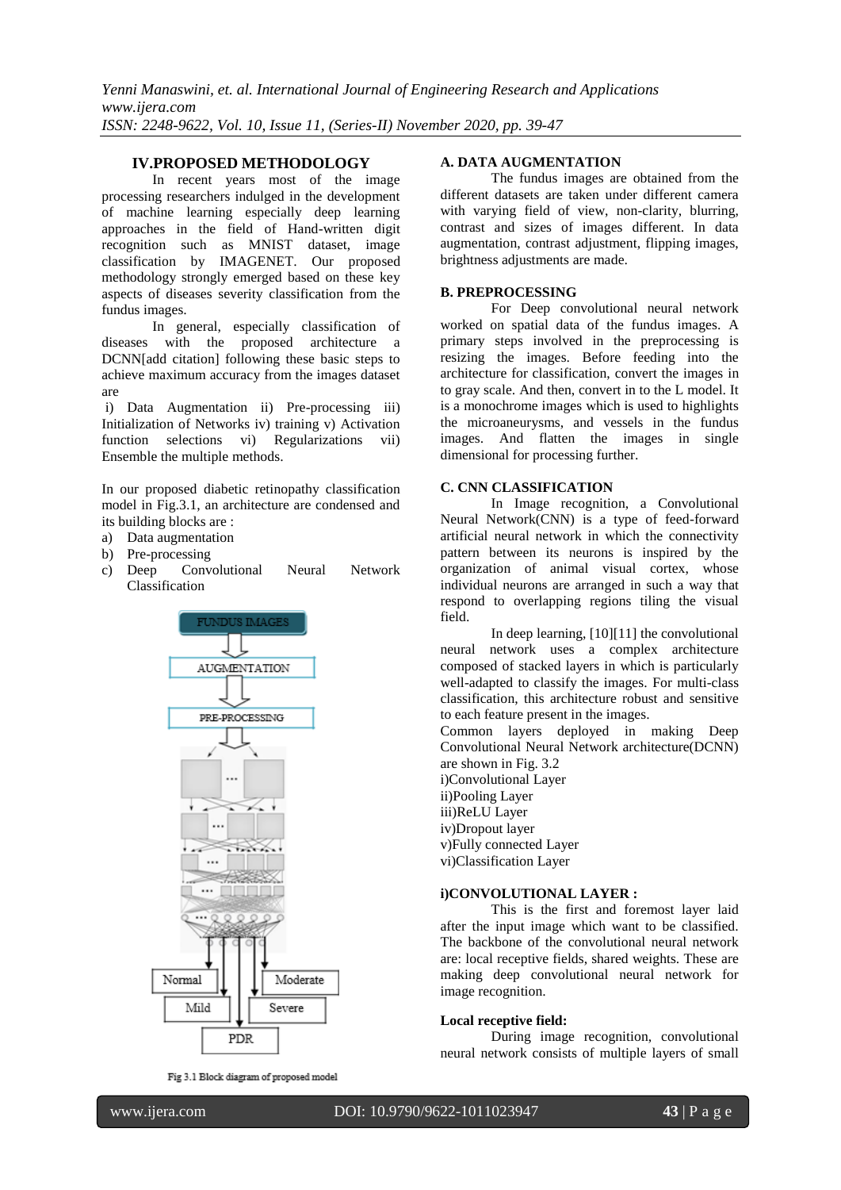## IV.PROPOSED METHODOLOGY

In recent years most of the image processing researchers indulged in the development of machine learning especially deep learning approaches in the field of Hand-written digit recognition such as MNIST dataset, image classification by IMAGENET. Our proposed methodology strongly emerged based on these key aspects of diseases severity classification from the fundus images.

In general, especially classification of diseases with the proposed architecture a DCNN[add citation] following these basic steps to achieve maximum accuracy from the images dataset are

i) Data Augmentation ii) Pre-processing iii) Initialization of Networks iv) training v) Activation function selections vi) Regularizations vii) Ensemble the multiple methods.

In our proposed diabetic retinopathy classification model in Fig.3.1, an architecture are condensed and its building blocks are :

a) Data augmentation
b) Pre-processing
c) Deep Convolutional Neural Network Classification

Fig 3.1 Block diagram of proposed model

### A. DATA AUGMENTATION

The fundus images are obtained from the different datasets are taken under different camera with varying field of view, non-clarity, blurring, contrast and sizes of images different. In data augmentation, contrast adjustment, flipping images, brightness adjustments are made.

### B. PREPROCESSING

For Deep convolutional neural network worked on spatial data of the fundus images. A primary steps involved in the preprocessing is resizing the images. Before feeding into the architecture for classification, convert the images in to gray scale. And then, convert in to the L model. It is a monochrome images which is used to highlights the microaneurysms, and vessels in the fundus images. And flatten the images in single dimensional for processing further.

### C. CNN CLASSIFICATION

In Image recognition, a Convolutional Neural Network(CNN) is a type of feed-forward artificial neural network in which the connectivity pattern between its neurons is inspired by the organization of animal visual cortex, whose individual neurons are arranged in such a way that respond to overlapping regions tiling the visual field.

In deep learning, [10][11] the convolutional neural network uses a complex architecture composed of stacked layers in which is particularly well-adapted to classify the images. For multi-class classification, this architecture robust and sensitive to each feature present in the images.

Common layers deployed in making Deep Convolutional Neural Network architecture(DCNN) are shown in Fig. 3.2

i)Convolutional Layer
ii)Pooling Layer
iii)ReLU Layer
iv)Dropout layer
v)Fully connected Layer
vi)Classification Layer

#### i)CONVOLUTIONAL LAYER :

This is the first and foremost layer laid after the input image which want to be classified. The backbone of the convolutional neural network are: local receptive fields, shared weights. These are making deep convolutional neural network for image recognition.

**Local receptive field:**

During image recognition, convolutional neural network consists of multiple layers of small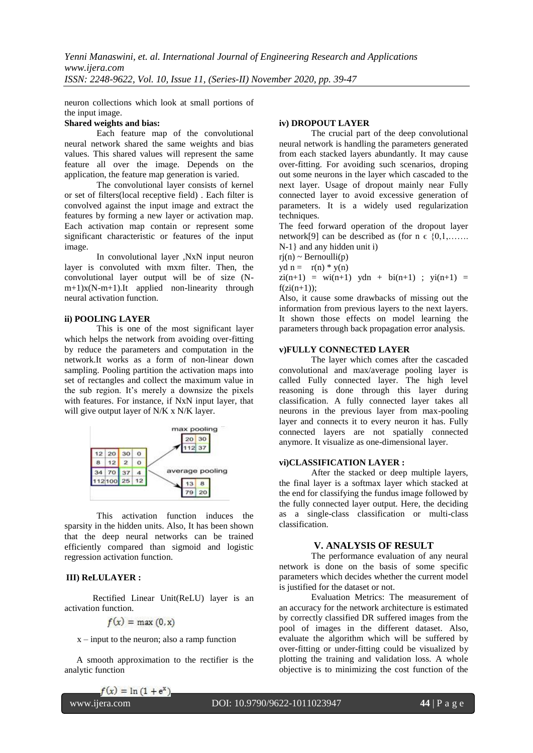neuron collections which look at small portions of the input image.

**Shared weights and bias:**

Each feature map of the convolutional neural network shared the same weights and bias values. This shared values will represent the same feature all over the image. Depends on the application, the feature map generation is varied.

The convolutional layer consists of kernel or set of filters(local receptive field) . Each filter is convolved against the input image and extract the features by forming a new layer or activation map. Each activation map contain or represent some significant characteristic or features of the input image.

In convolutional layer ,NxN input neuron layer is convoluted with mxm filter. Then, the convolutional layer output will be of size (N-m+1)x(N-m+1).It applied non-linearity through neural activation function.

**ii) POOLING LAYER**

This is one of the most significant layer which helps the network from avoiding over-fitting by reduce the parameters and computation in the network.It works as a form of non-linear down sampling. Pooling partition the activation maps into set of rectangles and collect the maximum value in the sub region. It's merely a downsize the pixels with features. For instance, if NxN input layer, that will give output layer of N/K x N/K layer.

| 12 | 20 | 30 | 0 |
|---|---|---|---|
| 8 | 12 | 2 | 0 |
| 34 | 70 | 37 | 4 |
| 112 | 100 | 25 | 12 |

max pooling

| 20 | 30 |
|---|---|
| 112 | 37 |

average pooling

| 13 | 8 |
|---|---|
| 79 | 20 |

This activation function induces the sparsity in the hidden units. Also, It has been shown that the deep neural networks can be trained efficiently compared than sigmoid and logistic regression activation function.

**III) ReLULAYER :**

Rectified Linear Unit(ReLU) layer is an activation function.

$$f(x) = \max(0, x)$$

x – input to the neuron; also a ramp function

A smooth approximation to the rectifier is the analytic function

$$f(x) = \ln(1 + e^x)$$

**iv) DROPOUT LAYER**

The crucial part of the deep convolutional neural network is handling the parameters generated from each stacked layers abundantly. It may cause over-fitting. For avoiding such scenarios, droping out some neurons in the layer which cascaded to the next layer. Usage of dropout mainly near Fully connected layer to avoid excessive generation of parameters. It is a widely used regularization techniques.

The feed forward operation of the dropout layer network[9] can be described as (for $n \in \{0,1,\ldots\ldots N-1\}$ and any hidden unit i)

rj(n) ~ Bernoulli(p)

yd n = r(n) * y(n)

zi(n+1) = wi(n+1) ydn + bi(n+1) ; yi(n+1) = f(zi(n+1));

Also, it cause some drawbacks of missing out the information from previous layers to the next layers. It shown those effects on model learning the parameters through back propagation error analysis.

**v)FULLY CONNECTED LAYER**

The layer which comes after the cascaded convolutional and max/average pooling layer is called Fully connected layer. The high level reasoning is done through this layer during classification. A fully connected layer takes all neurons in the previous layer from max-pooling layer and connects it to every neuron it has. Fully connected layers are not spatially connected anymore. It visualize as one-dimensional layer.

**vi)CLASSIFICATION LAYER :**

After the stacked or deep multiple layers, the final layer is a softmax layer which stacked at the end for classifying the fundus image followed by the fully connected layer output. Here, the deciding as a single-class classification or multi-class classification.

## V. ANALYSIS OF RESULT

The performance evaluation of any neural network is done on the basis of some specific parameters which decides whether the current model is justified for the dataset or not.

Evaluation Metrics: The measurement of an accuracy for the network architecture is estimated by correctly classified DR suffered images from the pool of images in the different dataset. Also, evaluate the algorithm which will be suffered by over-fitting or under-fitting could be visualized by plotting the training and validation loss. A whole objective is to minimizing the cost function of the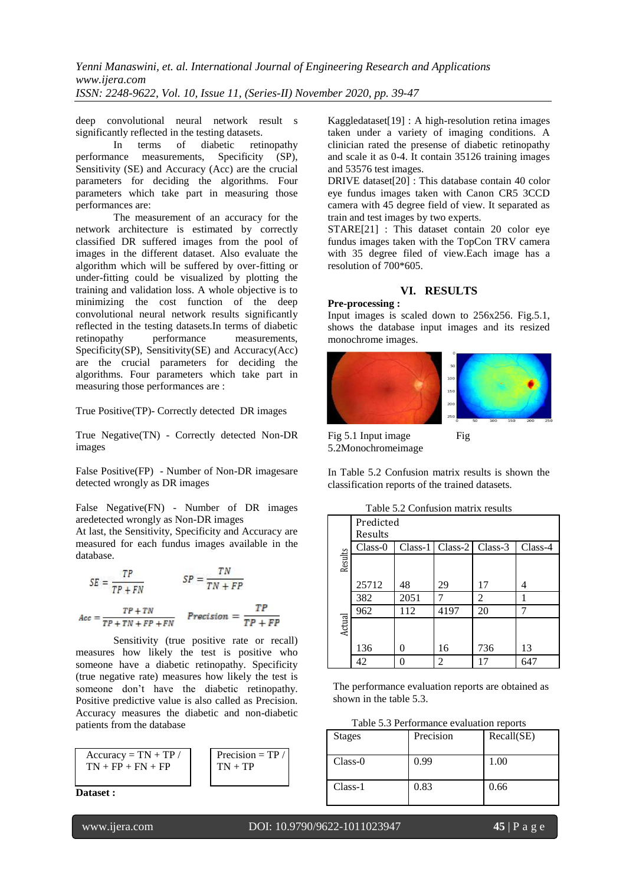deep convolutional neural network result s significantly reflected in the testing datasets.

In terms of diabetic retinopathy performance measurements, Specificity (SP), Sensitivity (SE) and Accuracy (Acc) are the crucial parameters for deciding the algorithms. Four parameters which take part in measuring those performances are:

The measurement of an accuracy for the network architecture is estimated by correctly classified DR suffered images from the pool of images in the different dataset. Also evaluate the algorithm which will be suffered by over-fitting or under-fitting could be visualized by plotting the training and validation loss. A whole objective is to minimizing the cost function of the deep convolutional neural network results significantly reflected in the testing datasets.In terms of diabetic retinopathy performance measurements, Specificity(SP), Sensitivity(SE) and Accuracy(Acc) are the crucial parameters for deciding the algorithms. Four parameters which take part in measuring those performances are :

True Positive(TP)- Correctly detected DR images

True Negative(TN) - Correctly detected Non-DR images

False Positive(FP) - Number of Non-DR imagesare detected wrongly as DR images

False Negative(FN) - Number of DR images aredetected wrongly as Non-DR images

At last, the Sensitivity, Specificity and Accuracy are measured for each fundus images available in the database.

$$SE = \frac{TP}{TP + FN} \qquad SP = \frac{TN}{TN + FP}$$

$$Acc = \frac{TP + TN}{TP + TN + FP + FN} \qquad Precision = \frac{TP}{TP + FP}$$

Sensitivity (true positive rate or recall) measures how likely the test is positive who someone have a diabetic retinopathy. Specificity (true negative rate) measures how likely the test is someone don't have the diabetic retinopathy. Positive predictive value is also called as Precision. Accuracy measures the diabetic and non-diabetic patients from the database

Accuracy = TN + TP / TN + FP + FN + FP

Precision = TP / TN + TP

**Dataset :**

Kaggledataset[19] : A high-resolution retina images taken under a variety of imaging conditions. A clinician rated the presense of diabetic retinopathy and scale it as 0-4. It contain 35126 training images and 53576 test images.

DRIVE dataset[20] : This database contain 40 color eye fundus images taken with Canon CR5 3CCD camera with 45 degree field of view. It separated as train and test images by two experts.

STARE[21] : This dataset contain 20 color eye fundus images taken with the TopCon TRV camera with 35 degree filed of view.Each image has a resolution of 700*605.

## VI. RESULTS

**Pre-processing :**

Input images is scaled down to 256x256. Fig.5.1, shows the database input images and its resized monochrome images.

Fig 5.1 Input image Fig 5.2Monochromeimage

In Table 5.2 Confusion matrix results is shown the classification reports of the trained datasets.

Table 5.2 Confusion matrix results

| | Predicted Results | | | | |
|---|---|---|---|---|---|
| | Class-0 | Class-1 | Class-2 | Class-3 | Class-4 |
| Results | 25712 | 48 | 29 | 17 | 4 |
| | 382 | 2051 | 7 | 2 | 1 |
| | 962 | 112 | 4197 | 20 | 7 |
| Actual | 136 | 0 | 16 | 736 | 13 |
| | 42 | 0 | 2 | 17 | 647 |

The performance evaluation reports are obtained as shown in the table 5.3.

Table 5.3 Performance evaluation reports

| Stages | Precision | Recall(SE) |
|---|---|---|
| Class-0 | 0.99 | 1.00 |
| Class-1 | 0.83 | 0.66 |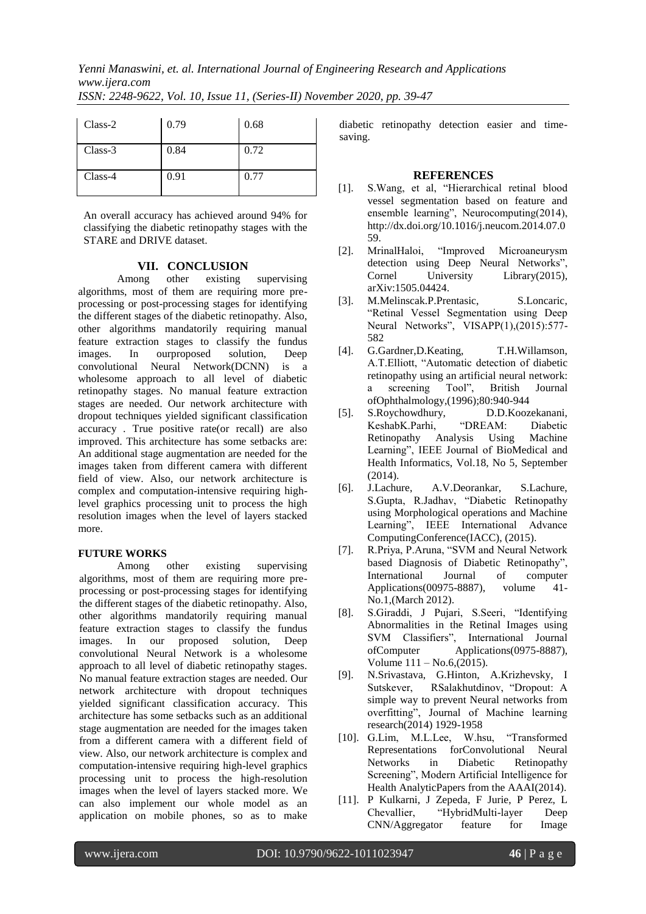| Class-2 | 0.79 | 0.68 |
|---|---|---|
| Class-3 | 0.84 | 0.72 |
| Class-4 | 0.91 | 0.77 |

An overall accuracy has achieved around 94% for classifying the diabetic retinopathy stages with the STARE and DRIVE dataset.

## VII. CONCLUSION

Among other existing supervising algorithms, most of them are requiring more pre-processing or post-processing stages for identifying the different stages of the diabetic retinopathy. Also, other algorithms mandatorily requiring manual feature extraction stages to classify the fundus images. In ourproposed solution, Deep convolutional Neural Network(DCNN) is a wholesome approach to all level of diabetic retinopathy stages. No manual feature extraction stages are needed. Our network architecture with dropout techniques yielded significant classification accuracy . True positive rate(or recall) are also improved. This architecture has some setbacks are: An additional stage augmentation are needed for the images taken from different camera with different field of view. Also, our network architecture is complex and computation-intensive requiring high-level graphics processing unit to process the high resolution images when the level of layers stacked more.

**FUTURE WORKS**

Among other existing supervising algorithms, most of them are requiring more pre-processing or post-processing stages for identifying the different stages of the diabetic retinopathy. Also, other algorithms mandatorily requiring manual feature extraction stages to classify the fundus images. In our proposed solution, Deep convolutional Neural Network is a wholesome approach to all level of diabetic retinopathy stages. No manual feature extraction stages are needed. Our network architecture with dropout techniques yielded significant classification accuracy. This architecture has some setbacks such as an additional stage augmentation are needed for the images taken from a different camera with a different field of view. Also, our network architecture is complex and computation-intensive requiring high-level graphics processing unit to process the high-resolution images when the level of layers stacked more. We can also implement our whole model as an application on mobile phones, so as to make diabetic retinopathy detection easier and time-saving.

## REFERENCES

[1]. S.Wang, et al, "Hierarchical retinal blood vessel segmentation based on feature and ensemble learning", Neurocomputing(2014), http://dx.doi.org/10.1016/j.neucom.2014.07.059.

[2]. MrinalHaloi, "Improved Microaneurysm detection using Deep Neural Networks", Cornel University Library(2015), arXiv:1505.04424.

[3]. M.Melinscak.P.Prentasic, S.Loncaric, "Retinal Vessel Segmentation using Deep Neural Networks", VISAPP(1),(2015):577-582

[4]. G.Gardner,D.Keating, T.H.Willamson, A.T.Elliott, "Automatic detection of diabetic retinopathy using an artificial neural network: a screening Tool", British Journal ofOphthalmology,(1996);80:940-944

[5]. S.Roychowdhury, D.D.Koozekanani, KeshabK.Parhi, "DREAM: Diabetic Retinopathy Analysis Using Machine Learning", IEEE Journal of BioMedical and Health Informatics, Vol.18, No 5, September (2014).

[6]. J.Lachure, A.V.Deorankar, S.Lachure, S.Gupta, R.Jadhav, "Diabetic Retinopathy using Morphological operations and Machine Learning", IEEE International Advance ComputingConference(IACC), (2015).

[7]. R.Priya, P.Aruna, "SVM and Neural Network based Diagnosis of Diabetic Retinopathy", International Journal of computer Applications(00975-8887), volume 41-No.1,(March 2012).

[8]. S.Giraddi, J Pujari, S.Seeri, "Identifying Abnormalities in the Retinal Images using SVM Classifiers", International Journal ofComputer Applications(0975-8887), Volume 111 – No.6,(2015).

[9]. N.Srivastava, G.Hinton, A.Krizhevsky, I Sutskever, RSalakhutdinov, "Dropout: A simple way to prevent Neural networks from overfitting", Journal of Machine learning research(2014) 1929-1958

[10]. G.Lim, M.L.Lee, W.hsu, "Transformed Representations forConvolutional Neural Networks in Diabetic Retinopathy Screening", Modern Artificial Intelligence for Health AnalyticPapers from the AAAI(2014).

[11]. P Kulkarni, J Zepeda, F Jurie, P Perez, L Chevallier, "HybridMulti-layer Deep CNN/Aggregator feature for Image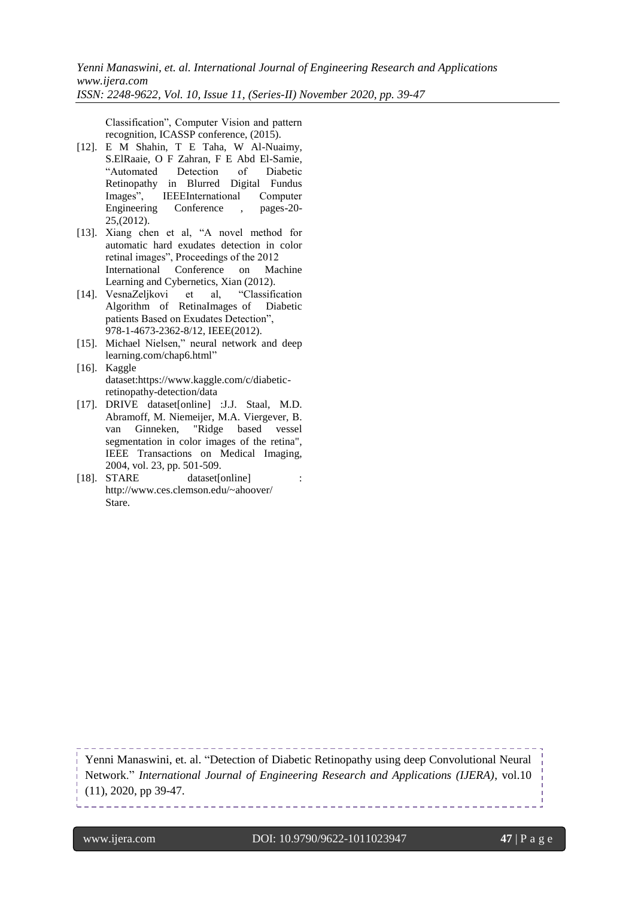Classification", Computer Vision and pattern recognition, ICASSP conference, (2015).

[12]. E M Shahin, T E Taha, W Al-Nuaimy, S.ElRaaie, O F Zahran, F E Abd El-Samie, "Automated Detection of Diabetic Retinopathy in Blurred Digital Fundus Images", IEEEInternational Computer Engineering Conference , pages-20-25,(2012).

[13]. Xiang chen et al, "A novel method for automatic hard exudates detection in color retinal images", Proceedings of the 2012 International Conference on Machine Learning and Cybernetics, Xian (2012).

[14]. VesnaZeljkovi et al, "Classification Algorithm of RetinaImages of Diabetic patients Based on Exudates Detection", 978-1-4673-2362-8/12, IEEE(2012).

[15]. Michael Nielsen," neural network and deep learning.com/chap6.html"

[16]. Kaggle dataset:https://www.kaggle.com/c/diabetic-retinopathy-detection/data

[17]. DRIVE dataset[online] :J.J. Staal, M.D. Abramoff, M. Niemeijer, M.A. Viergever, B. van Ginneken, "Ridge based vessel segmentation in color images of the retina", IEEE Transactions on Medical Imaging, 2004, vol. 23, pp. 501-509.

[18]. STARE dataset[online] : http://www.ces.clemson.edu/~ahoover/ Stare.

Yenni Manaswini, et. al. "Detection of Diabetic Retinopathy using deep Convolutional Neural Network." *International Journal of Engineering Research and Applications (IJERA)*, vol.10 (11), 2020, pp 39-47.